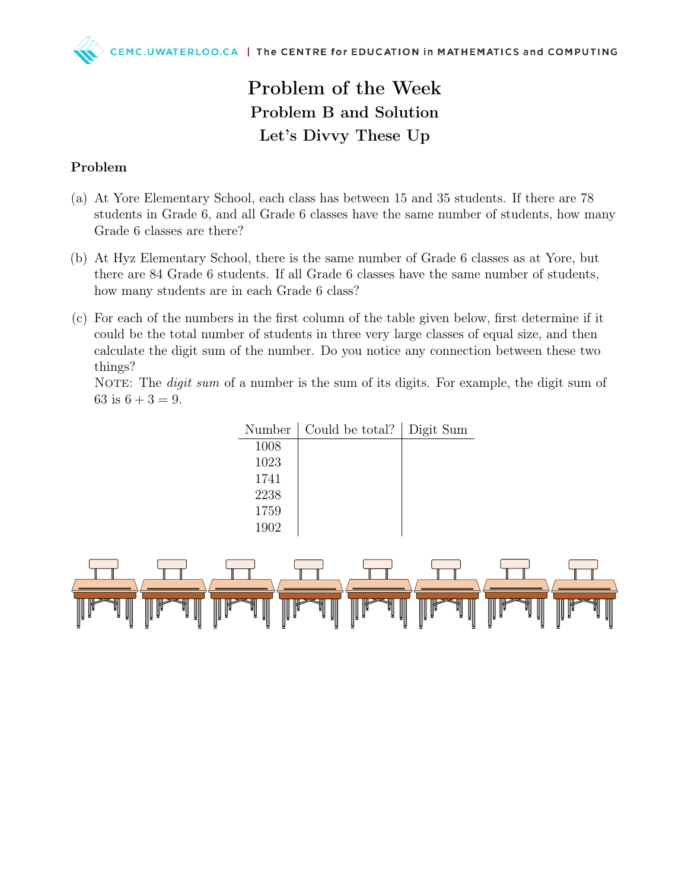# Problem of the Week

## Problem B and Solution

## Let's Divvy These Up

### Problem

(a) At Yore Elementary School, each class has between 15 and 35 students. If there are 78 students in Grade 6, and all Grade 6 classes have the same number of students, how many Grade 6 classes are there?

(b) At Hyz Elementary School, there is the same number of Grade 6 classes as at Yore, but there are 84 Grade 6 students. If all Grade 6 classes have the same number of students, how many students are in each Grade 6 class?

(c) For each of the numbers in the first column of the table given below, first determine if it could be the total number of students in three very large classes of equal size, and then calculate the digit sum of the number. Do you notice any connection between these two things?

NOTE: The *digit sum* of a number is the sum of its digits. For example, the digit sum of 63 is $6 + 3 = 9$.

| Number | Could be total? | Digit Sum |
|---|---|---|
| 1008 | | |
| 1023 | | |
| 1741 | | |
| 2238 | | |
| 1759 | | |
| 1902 | | |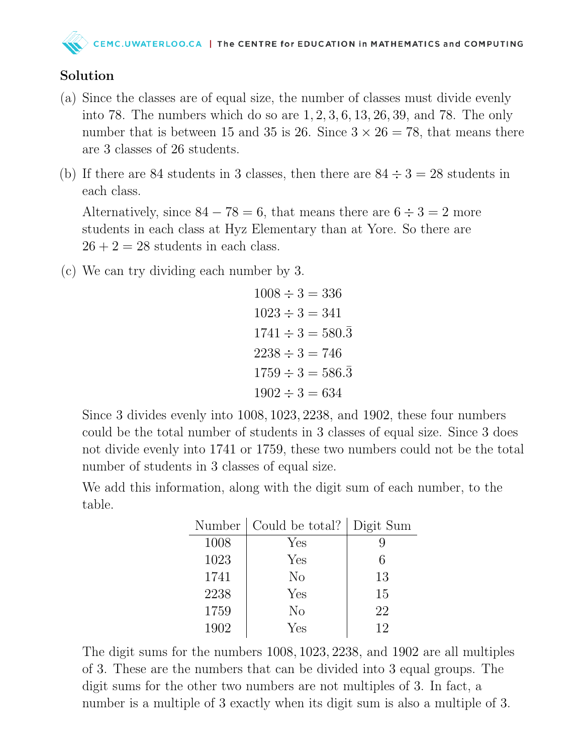**Solution**

(a) Since the classes are of equal size, the number of classes must divide evenly into 78. The numbers which do so are $1, 2, 3, 6, 13, 26, 39$, and 78. The only number that is between 15 and 35 is 26. Since $3 \times 26 = 78$, that means there are 3 classes of 26 students.

(b) If there are 84 students in 3 classes, then there are $84 \div 3 = 28$ students in each class.

Alternatively, since $84 - 78 = 6$, that means there are $6 \div 3 = 2$ more students in each class at Hyz Elementary than at Yore. So there are $26 + 2 = 28$ students in each class.

(c) We can try dividing each number by 3.

$$
\begin{aligned}
1008 \div 3 &= 336 \\
1023 \div 3 &= 341 \\
1741 \div 3 &= 580.\bar{3} \\
2238 \div 3 &= 746 \\
1759 \div 3 &= 586.\bar{3} \\
1902 \div 3 &= 634
\end{aligned}
$$

Since 3 divides evenly into $1008, 1023, 2238$, and 1902, these four numbers could be the total number of students in 3 classes of equal size. Since 3 does not divide evenly into 1741 or 1759, these two numbers could not be the total number of students in 3 classes of equal size.

We add this information, along with the digit sum of each number, to the table.

| Number | Could be total? | Digit Sum |
|---|---|---|
| 1008 | Yes | 9 |
| 1023 | Yes | 6 |
| 1741 | No | 13 |
| 2238 | Yes | 15 |
| 1759 | No | 22 |
| 1902 | Yes | 12 |

The digit sums for the numbers $1008, 1023, 2238$, and 1902 are all multiples of 3. These are the numbers that can be divided into 3 equal groups. The digit sums for the other two numbers are not multiples of 3. In fact, a number is a multiple of 3 exactly when its digit sum is also a multiple of 3.